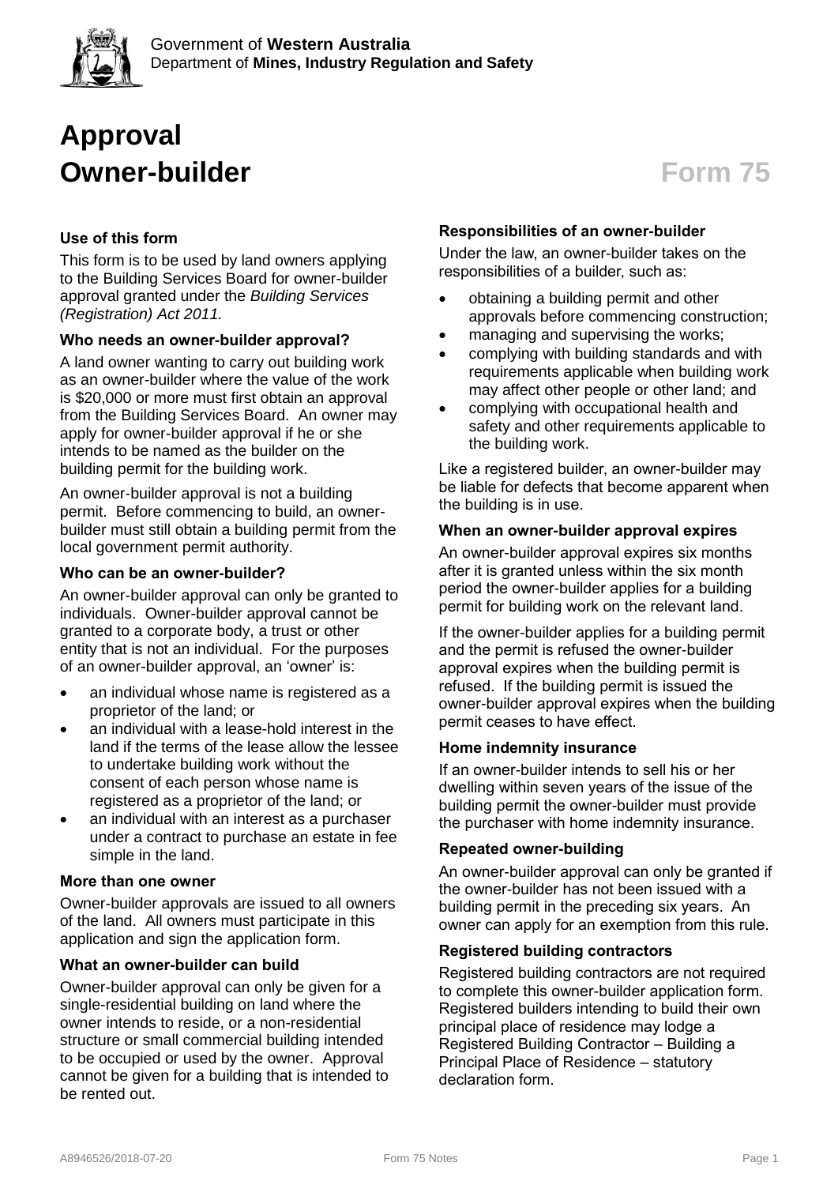Government of **Western Australia**
Department of **Mines, Industry Regulation and Safety**

# Approval Owner-builder

# Form 75

### Use of this form

This form is to be used by land owners applying to the Building Services Board for owner-builder approval granted under the *Building Services (Registration) Act 2011.*

### Who needs an owner-builder approval?

A land owner wanting to carry out building work as an owner-builder where the value of the work is $20,000 or more must first obtain an approval from the Building Services Board. An owner may apply for owner-builder approval if he or she intends to be named as the builder on the building permit for the building work.

An owner-builder approval is not a building permit. Before commencing to build, an owner-builder must still obtain a building permit from the local government permit authority.

### Who can be an owner-builder?

An owner-builder approval can only be granted to individuals. Owner-builder approval cannot be granted to a corporate body, a trust or other entity that is not an individual. For the purposes of an owner-builder approval, an 'owner' is:

- an individual whose name is registered as a proprietor of the land; or
- an individual with a lease-hold interest in the land if the terms of the lease allow the lessee to undertake building work without the consent of each person whose name is registered as a proprietor of the land; or
- an individual with an interest as a purchaser under a contract to purchase an estate in fee simple in the land.

### More than one owner

Owner-builder approvals are issued to all owners of the land. All owners must participate in this application and sign the application form.

### What an owner-builder can build

Owner-builder approval can only be given for a single-residential building on land where the owner intends to reside, or a non-residential structure or small commercial building intended to be occupied or used by the owner. Approval cannot be given for a building that is intended to be rented out.

### Responsibilities of an owner-builder

Under the law, an owner-builder takes on the responsibilities of a builder, such as:

- obtaining a building permit and other approvals before commencing construction;
- managing and supervising the works;
- complying with building standards and with requirements applicable when building work may affect other people or other land; and
- complying with occupational health and safety and other requirements applicable to the building work.

Like a registered builder, an owner-builder may be liable for defects that become apparent when the building is in use.

### When an owner-builder approval expires

An owner-builder approval expires six months after it is granted unless within the six month period the owner-builder applies for a building permit for building work on the relevant land.

If the owner-builder applies for a building permit and the permit is refused the owner-builder approval expires when the building permit is refused. If the building permit is issued the owner-builder approval expires when the building permit ceases to have effect.

### Home indemnity insurance

If an owner-builder intends to sell his or her dwelling within seven years of the issue of the building permit the owner-builder must provide the purchaser with home indemnity insurance.

### Repeated owner-building

An owner-builder approval can only be granted if the owner-builder has not been issued with a building permit in the preceding six years. An owner can apply for an exemption from this rule.

### Registered building contractors

Registered building contractors are not required to complete this owner-builder application form. Registered builders intending to build their own principal place of residence may lodge a Registered Building Contractor – Building a Principal Place of Residence – statutory declaration form.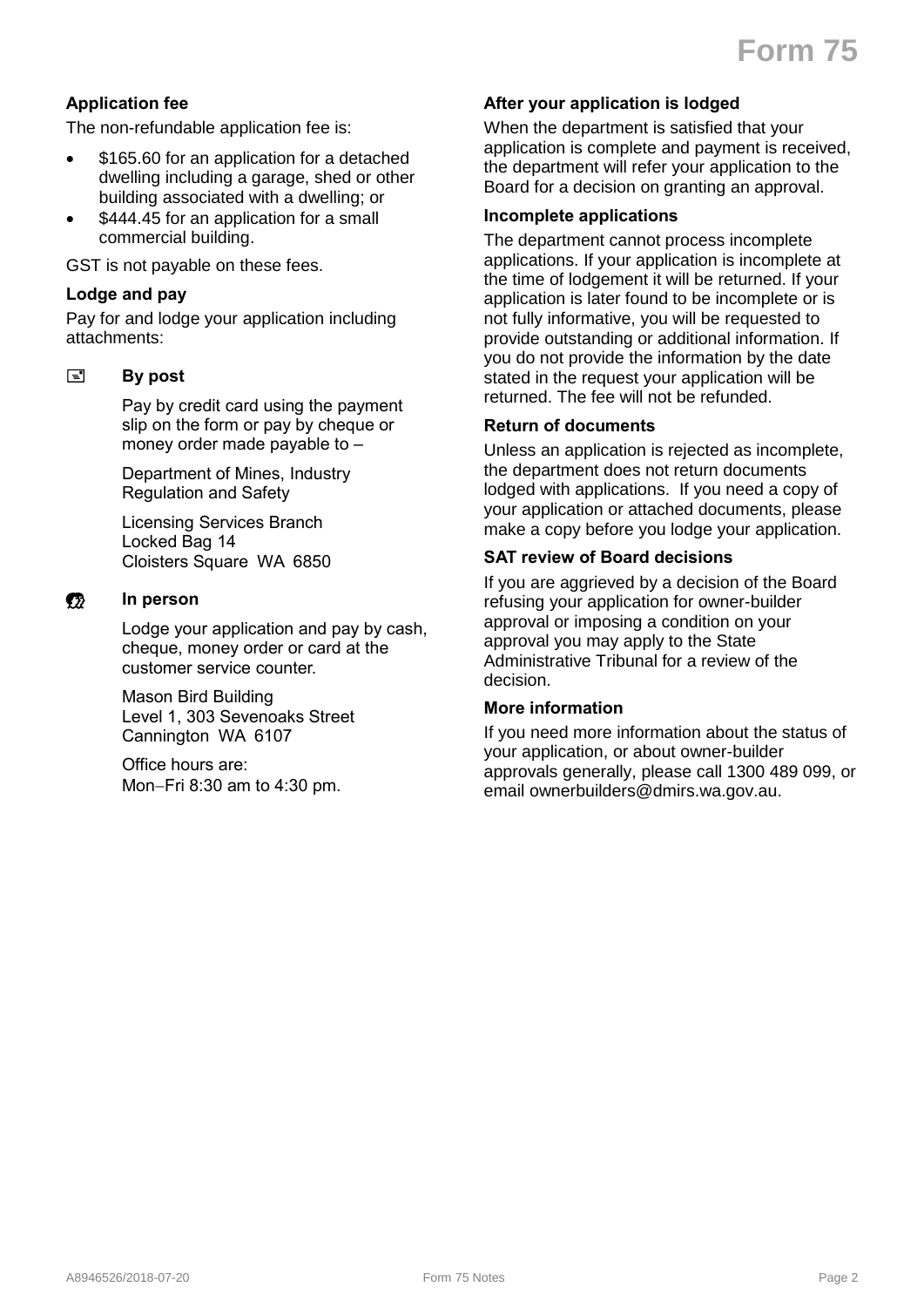### Application fee

The non-refundable application fee is:

- $165.60 for an application for a detached dwelling including a garage, shed or other building associated with a dwelling; or
- $444.45 for an application for a small commercial building.

GST is not payable on these fees.

### Lodge and pay

Pay for and lodge your application including attachments:

**By post**

Pay by credit card using the payment slip on the form or pay by cheque or money order made payable to –

Department of Mines, Industry Regulation and Safety

Licensing Services Branch
Locked Bag 14
Cloisters Square WA 6850

**In person**

Lodge your application and pay by cash, cheque, money order or card at the customer service counter.

Mason Bird Building
Level 1, 303 Sevenoaks Street
Cannington WA 6107

Office hours are:
Mon–Fri 8:30 am to 4:30 pm.

### After your application is lodged

When the department is satisfied that your application is complete and payment is received, the department will refer your application to the Board for a decision on granting an approval.

### Incomplete applications

The department cannot process incomplete applications. If your application is incomplete at the time of lodgement it will be returned. If your application is later found to be incomplete or is not fully informative, you will be requested to provide outstanding or additional information. If you do not provide the information by the date stated in the request your application will be returned. The fee will not be refunded.

### Return of documents

Unless an application is rejected as incomplete, the department does not return documents lodged with applications. If you need a copy of your application or attached documents, please make a copy before you lodge your application.

### SAT review of Board decisions

If you are aggrieved by a decision of the Board refusing your application for owner-builder approval or imposing a condition on your approval you may apply to the State Administrative Tribunal for a review of the decision.

### More information

If you need more information about the status of your application, or about owner-builder approvals generally, please call 1300 489 099, or email ownerbuilders@dmirs.wa.gov.au.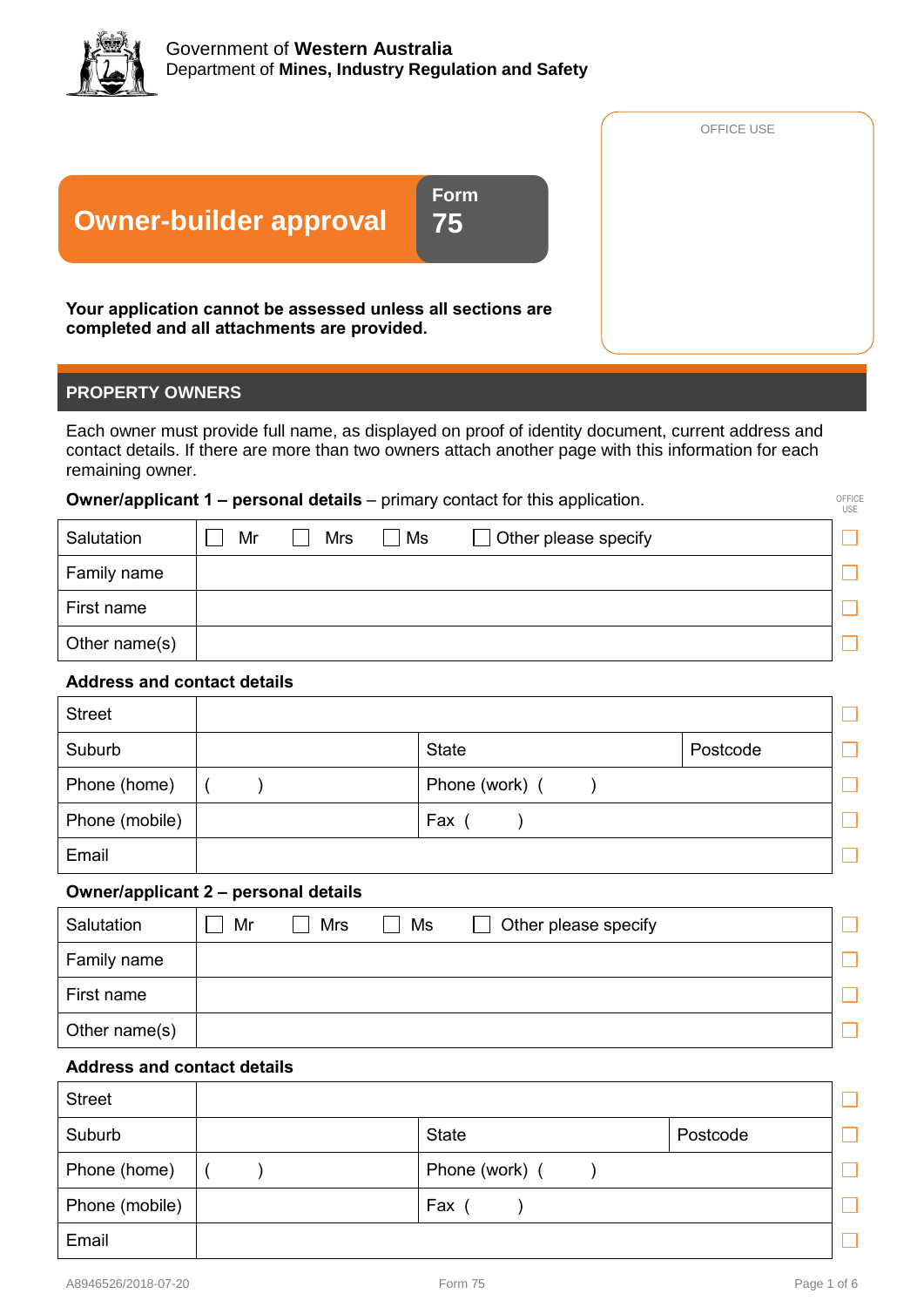Government of **Western Australia**
Department of **Mines, Industry Regulation and Safety**

OFFICE USE

# Owner-builder approval

**Form 75**

**Your application cannot be assessed unless all sections are completed and all attachments are provided.**

## PROPERTY OWNERS

Each owner must provide full name, as displayed on proof of identity document, current address and contact details. If there are more than two owners attach another page with this information for each remaining owner.

**Owner/applicant 1 – personal details** – primary contact for this application.

| | | OFFICE USE |
|---|---|---|
| Salutation | ☐ Mr ☐ Mrs ☐ Ms ☐ Other please specify | ☐ |
| Family name | | ☐ |
| First name | | ☐ |
| Other name(s) | | ☐ |

**Address and contact details**

| | | | | OFFICE USE |
|---|---|---|---|---|
| Street | | | | ☐ |
| Suburb | | State | Postcode | ☐ |
| Phone (home) | (    ) | Phone (work) (    ) | | ☐ |
| Phone (mobile) | | Fax (    ) | | ☐ |
| Email | | | | ☐ |

**Owner/applicant 2 – personal details**

| | | OFFICE USE |
|---|---|---|
| Salutation | ☐ Mr ☐ Mrs ☐ Ms ☐ Other please specify | ☐ |
| Family name | | ☐ |
| First name | | ☐ |
| Other name(s) | | ☐ |

**Address and contact details**

| | | | | OFFICE USE |
|---|---|---|---|---|
| Street | | | | ☐ |
| Suburb | | State | Postcode | ☐ |
| Phone (home) | (    ) | Phone (work) (    ) | | ☐ |
| Phone (mobile) | | Fax (    ) | | ☐ |
| Email | | | | ☐ |

A8946526/2018-07-20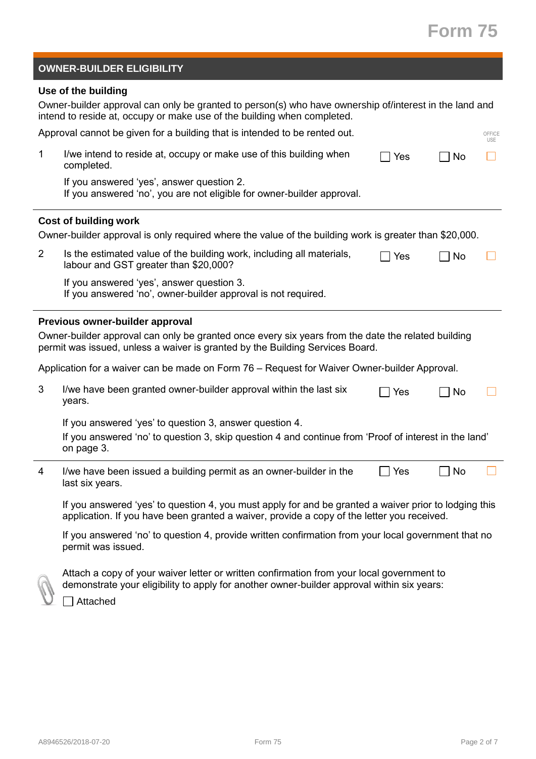## OWNER-BUILDER ELIGIBILITY

### Use of the building

Owner-builder approval can only be granted to person(s) who have ownership of/interest in the land and intend to reside at, occupy or make use of the building when completed.

Approval cannot be given for a building that is intended to be rented out.

| | | | | OFFICE USE |
|---|---|---|---|---|
| 1 | I/we intend to reside at, occupy or make use of this building when completed. | ☐ Yes | ☐ No | ☐ |

If you answered 'yes', answer question 2.
If you answered 'no', you are not eligible for owner-builder approval.

---

### Cost of building work

Owner-builder approval is only required where the value of the building work is greater than $20,000.

| | | | | |
|---|---|---|---|---|
| 2 | Is the estimated value of the building work, including all materials, labour and GST greater than $20,000? | ☐ Yes | ☐ No | ☐ |

If you answered 'yes', answer question 3.
If you answered 'no', owner-builder approval is not required.

---

### Previous owner-builder approval

Owner-builder approval can only be granted once every six years from the date the related building permit was issued, unless a waiver is granted by the Building Services Board.

Application for a waiver can be made on Form 76 – Request for Waiver Owner-builder Approval.

| | | | | |
|---|---|---|---|---|
| 3 | I/we have been granted owner-builder approval within the last six years. | ☐ Yes | ☐ No | ☐ |

If you answered 'yes' to question 3, answer question 4.

If you answered 'no' to question 3, skip question 4 and continue from 'Proof of interest in the land' on page 3.

---

| | | | | |
|---|---|---|---|---|
| 4 | I/we have been issued a building permit as an owner-builder in the last six years. | ☐ Yes | ☐ No | ☐ |

If you answered 'yes' to question 4, you must apply for and be granted a waiver prior to lodging this application. If you have been granted a waiver, provide a copy of the letter you received.

If you answered 'no' to question 4, provide written confirmation from your local government that no permit was issued.

Attach a copy of your waiver letter or written confirmation from your local government to demonstrate your eligibility to apply for another owner-builder approval within six years:

☐ Attached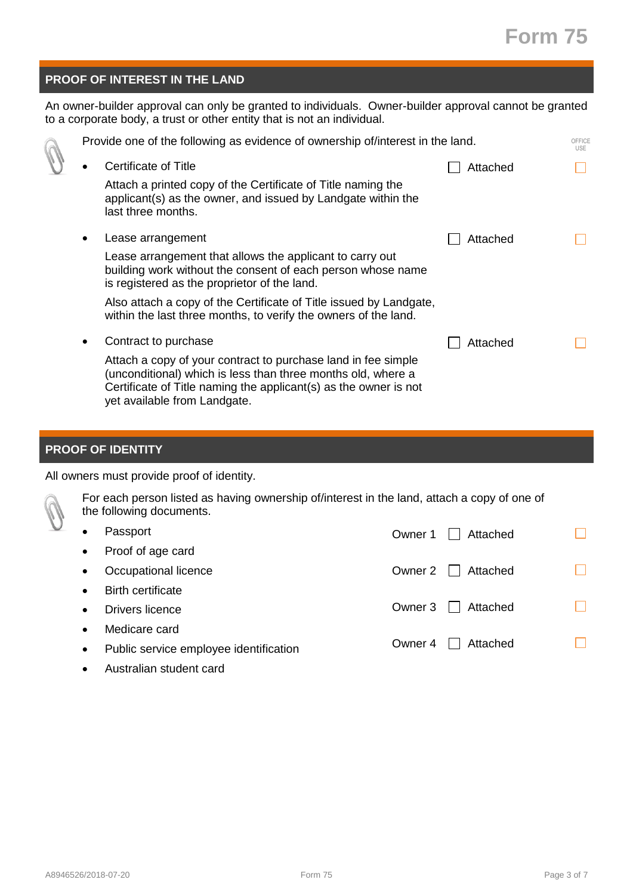## PROOF OF INTEREST IN THE LAND

An owner-builder approval can only be granted to individuals. Owner-builder approval cannot be granted to a corporate body, a trust or other entity that is not an individual.

Provide one of the following as evidence of ownership of/interest in the land.

OFFICE USE

- Certificate of Title ☐ Attached ☐

  Attach a printed copy of the Certificate of Title naming the applicant(s) as the owner, and issued by Landgate within the last three months.

- Lease arrangement ☐ Attached ☐

  Lease arrangement that allows the applicant to carry out building work without the consent of each person whose name is registered as the proprietor of the land.

  Also attach a copy of the Certificate of Title issued by Landgate, within the last three months, to verify the owners of the land.

- Contract to purchase ☐ Attached ☐

  Attach a copy of your contract to purchase land in fee simple (unconditional) which is less than three months old, where a Certificate of Title naming the applicant(s) as the owner is not yet available from Landgate.

## PROOF OF IDENTITY

All owners must provide proof of identity.

For each person listed as having ownership of/interest in the land, attach a copy of one of the following documents.

- Passport
- Proof of age card
- Occupational licence
- Birth certificate
- Drivers licence
- Medicare card
- Public service employee identification
- Australian student card

Owner 1 ☐ Attached ☐

Owner 2 ☐ Attached ☐

Owner 3 ☐ Attached ☐

Owner 4 ☐ Attached ☐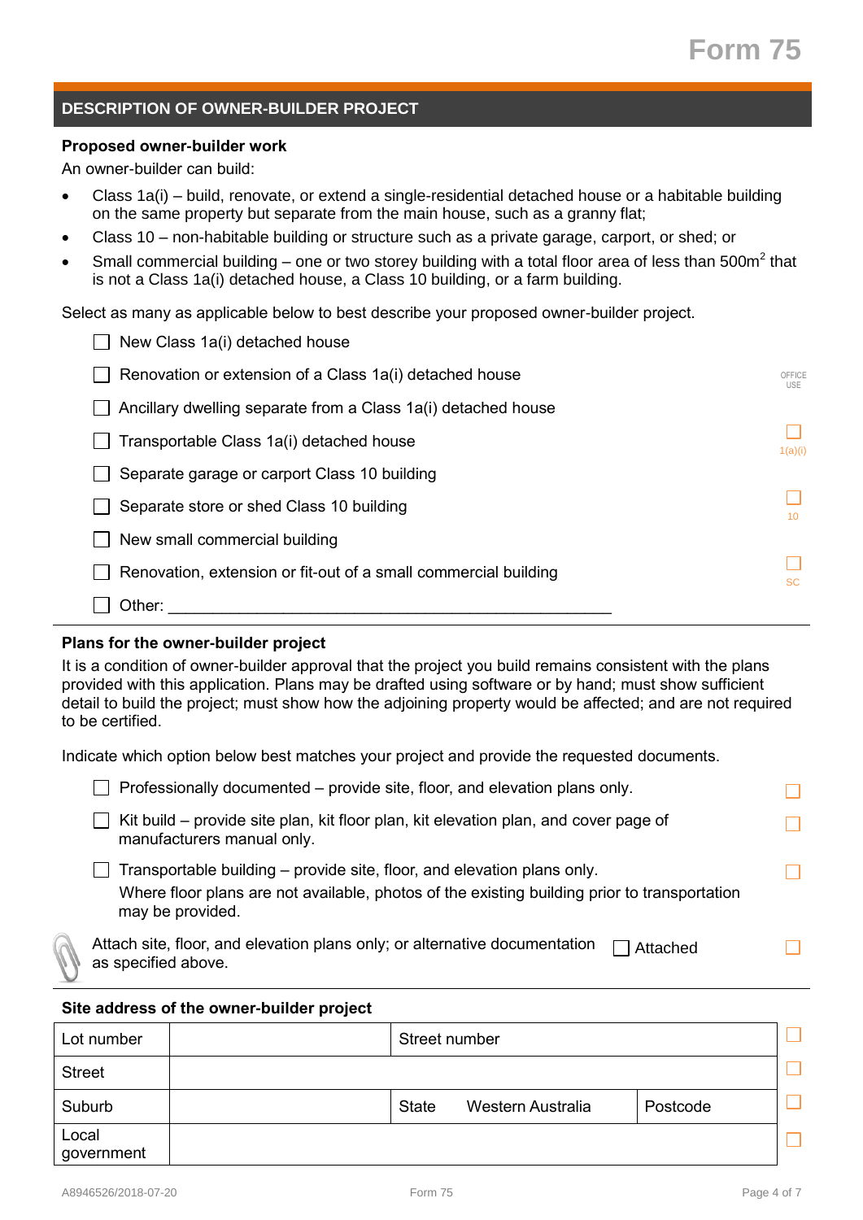Form 75

## DESCRIPTION OF OWNER-BUILDER PROJECT

### Proposed owner-builder work

An owner-builder can build:

- Class 1a(i) – build, renovate, or extend a single-residential detached house or a habitable building on the same property but separate from the main house, such as a granny flat;
- Class 10 – non-habitable building or structure such as a private garage, carport, or shed; or
- Small commercial building – one or two storey building with a total floor area of less than 500m$^2$ that is not a Class 1a(i) detached house, a Class 10 building, or a farm building.

Select as many as applicable below to best describe your proposed owner-builder project.

- ☐ New Class 1a(i) detached house
- ☐ Renovation or extension of a Class 1a(i) detached house
- ☐ Ancillary dwelling separate from a Class 1a(i) detached house
- ☐ Transportable Class 1a(i) detached house
- ☐ Separate garage or carport Class 10 building
- ☐ Separate store or shed Class 10 building
- ☐ New small commercial building
- ☐ Renovation, extension or fit-out of a small commercial building
- ☐ Other: ___________________________________________________

OFFICE USE

☐ 1(a)(i)

☐ 10

☐ SC

### Plans for the owner-builder project

It is a condition of owner-builder approval that the project you build remains consistent with the plans provided with this application. Plans may be drafted using software or by hand; must show sufficient detail to build the project; must show how the adjoining property would be affected; and are not required to be certified.

Indicate which option below best matches your project and provide the requested documents.

- ☐ Professionally documented – provide site, floor, and elevation plans only. ☐
- ☐ Kit build – provide site plan, kit floor plan, kit elevation plan, and cover page of manufacturers manual only. ☐
- ☐ Transportable building – provide site, floor, and elevation plans only.
  Where floor plans are not available, photos of the existing building prior to transportation may be provided. ☐

Attach site, floor, and elevation plans only; or alternative documentation as specified above. ☐ Attached ☐

### Site address of the owner-builder project

| | | | | | |
|---|---|---|---|---|---|
| Lot number | | Street number | | | ☐ |
| Street | | | | | ☐ |
| Suburb | | State | Western Australia | Postcode | ☐ |
| Local government | | | | | ☐ |

A8946526/2018-07-20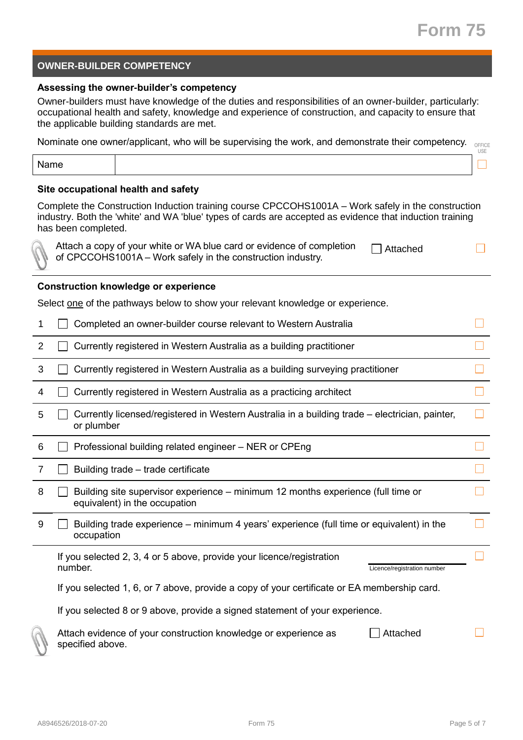## OWNER-BUILDER COMPETENCY

### Assessing the owner-builder's competency

Owner-builders must have knowledge of the duties and responsibilities of an owner-builder, particularly: occupational health and safety, knowledge and experience of construction, and capacity to ensure that the applicable building standards are met.

Nominate one owner/applicant, who will be supervising the work, and demonstrate their competency. OFFICE USE

| Name | | ☐ |
|---|---|---|

### Site occupational health and safety

Complete the Construction Induction training course CPCCOHS1001A – Work safely in the construction industry. Both the 'white' and WA 'blue' types of cards are accepted as evidence that induction training has been completed.

Attach a copy of your white or WA blue card or evidence of completion of CPCCOHS1001A – Work safely in the construction industry. ☐ Attached ☐

### Construction knowledge or experience

Select one of the pathways below to show your relevant knowledge or experience.

| | | |
|---|---|---|
| 1 | ☐ Completed an owner-builder course relevant to Western Australia | ☐ |
| 2 | ☐ Currently registered in Western Australia as a building practitioner | ☐ |
| 3 | ☐ Currently registered in Western Australia as a building surveying practitioner | ☐ |
| 4 | ☐ Currently registered in Western Australia as a practicing architect | ☐ |
| 5 | ☐ Currently licensed/registered in Western Australia in a building trade – electrician, painter, or plumber | ☐ |
| 6 | ☐ Professional building related engineer – NER or CPEng | ☐ |
| 7 | ☐ Building trade – trade certificate | ☐ |
| 8 | ☐ Building site supervisor experience – minimum 12 months experience (full time or equivalent) in the occupation | ☐ |
| 9 | ☐ Building trade experience – minimum 4 years' experience (full time or equivalent) in the occupation | ☐ |

If you selected 2, 3, 4 or 5 above, provide your licence/registration number. ____________ Licence/registration number ☐

If you selected 1, 6, or 7 above, provide a copy of your certificate or EA membership card.

If you selected 8 or 9 above, provide a signed statement of your experience.

Attach evidence of your construction knowledge or experience as specified above. ☐ Attached ☐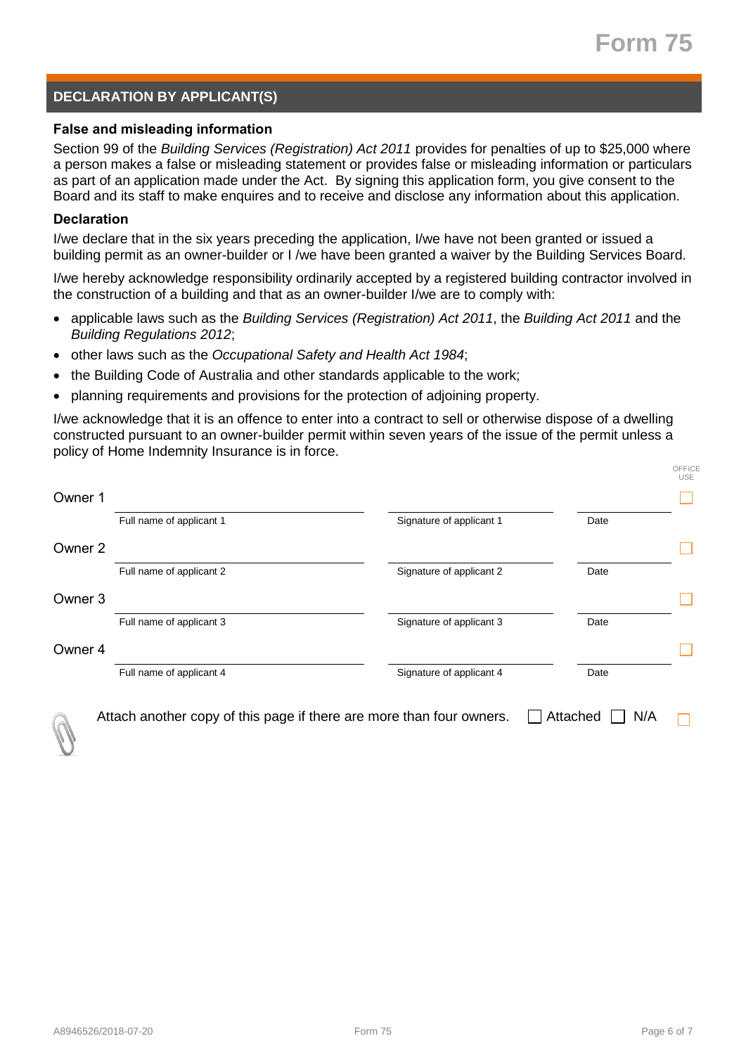## DECLARATION BY APPLICANT(S)

### False and misleading information

Section 99 of the *Building Services (Registration) Act 2011* provides for penalties of up to $25,000 where a person makes a false or misleading statement or provides false or misleading information or particulars as part of an application made under the Act. By signing this application form, you give consent to the Board and its staff to make enquires and to receive and disclose any information about this application.

### Declaration

I/we declare that in the six years preceding the application, I/we have not been granted or issued a building permit as an owner-builder or I /we have been granted a waiver by the Building Services Board.

I/we hereby acknowledge responsibility ordinarily accepted by a registered building contractor involved in the construction of a building and that as an owner-builder I/we are to comply with:

- applicable laws such as the *Building Services (Registration) Act 2011*, the *Building Act 2011* and the *Building Regulations 2012*;
- other laws such as the *Occupational Safety and Health Act 1984*;
- the Building Code of Australia and other standards applicable to the work;
- planning requirements and provisions for the protection of adjoining property.

I/we acknowledge that it is an offence to enter into a contract to sell or otherwise dispose of a dwelling constructed pursuant to an owner-builder permit within seven years of the issue of the permit unless a policy of Home Indemnity Insurance is in force.

| | Full name | Signature | Date | OFFICE USE |
|---|---|---|---|---|
| Owner 1 | Full name of applicant 1 | Signature of applicant 1 | Date | ☐ |
| Owner 2 | Full name of applicant 2 | Signature of applicant 2 | Date | ☐ |
| Owner 3 | Full name of applicant 3 | Signature of applicant 3 | Date | ☐ |
| Owner 4 | Full name of applicant 4 | Signature of applicant 4 | Date | ☐ |

Attach another copy of this page if there are more than four owners. ☐ Attached ☐ N/A ☐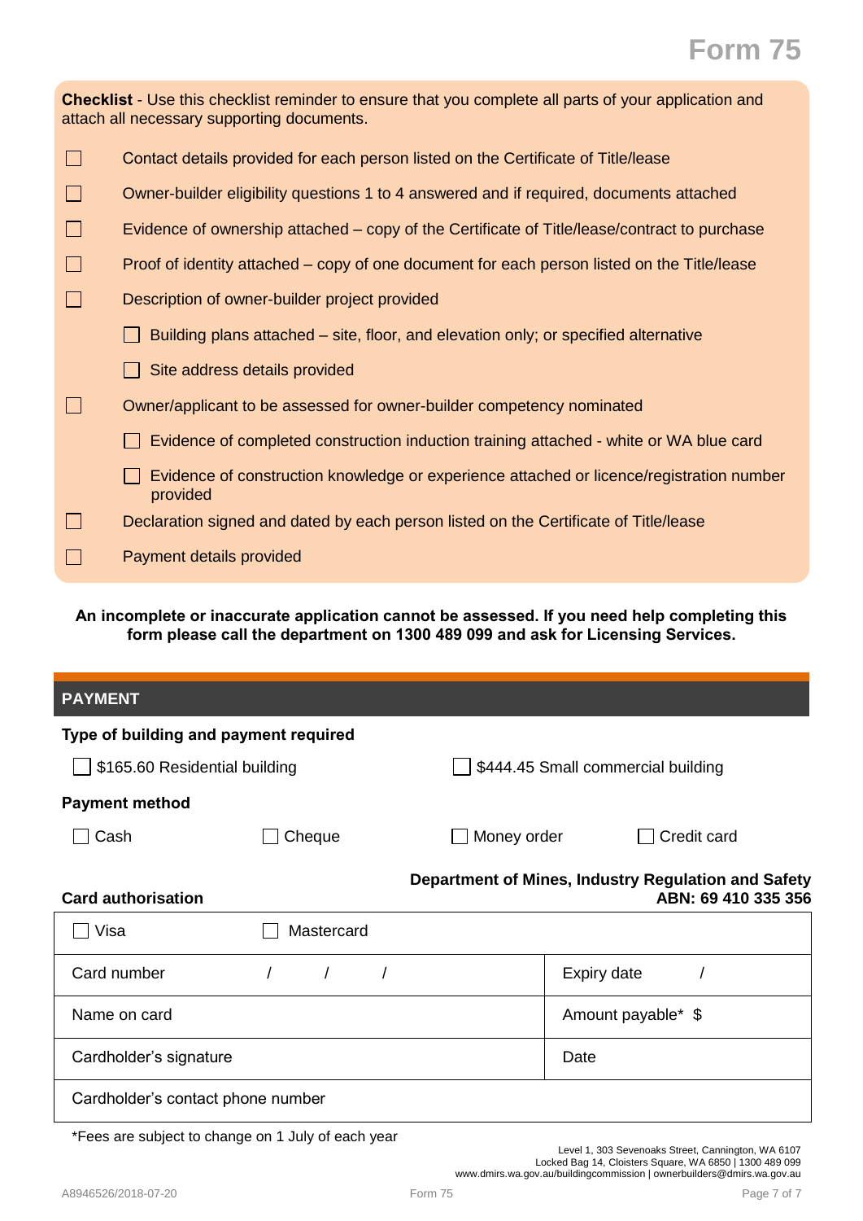**Checklist** - Use this checklist reminder to ensure that you complete all parts of your application and attach all necessary supporting documents.

- ☐ Contact details provided for each person listed on the Certificate of Title/lease
- ☐ Owner-builder eligibility questions 1 to 4 answered and if required, documents attached
- ☐ Evidence of ownership attached – copy of the Certificate of Title/lease/contract to purchase
- ☐ Proof of identity attached – copy of one document for each person listed on the Title/lease
- ☐ Description of owner-builder project provided
  - ☐ Building plans attached – site, floor, and elevation only; or specified alternative
  - ☐ Site address details provided
- ☐ Owner/applicant to be assessed for owner-builder competency nominated
  - ☐ Evidence of completed construction induction training attached - white or WA blue card
  - ☐ Evidence of construction knowledge or experience attached or licence/registration number provided
- ☐ Declaration signed and dated by each person listed on the Certificate of Title/lease
- ☐ Payment details provided

**An incomplete or inaccurate application cannot be assessed. If you need help completing this form please call the department on 1300 489 099 and ask for Licensing Services.**

## PAYMENT

**Type of building and payment required**

☐ $165.60 Residential building ☐ $444.45 Small commercial building

**Payment method**

☐ Cash ☐ Cheque ☐ Money order ☐ Credit card

**Department of Mines, Industry Regulation and Safety**
**ABN: 69 410 335 356**

**Card authorisation**

| | |
|---|---|
| ☐ Visa ☐ Mastercard | |
| Card number / / / | Expiry date / |
| Name on card | Amount payable* $ |
| Cardholder's signature | Date |
| Cardholder's contact phone number | |

*Fees are subject to change on 1 July of each year

Level 1, 303 Sevenoaks Street, Cannington, WA 6107
Locked Bag 14, Cloisters Square, WA 6850 | 1300 489 099
www.dmirs.wa.gov.au/buildingcommission | ownerbuilders@dmirs.wa.gov.au